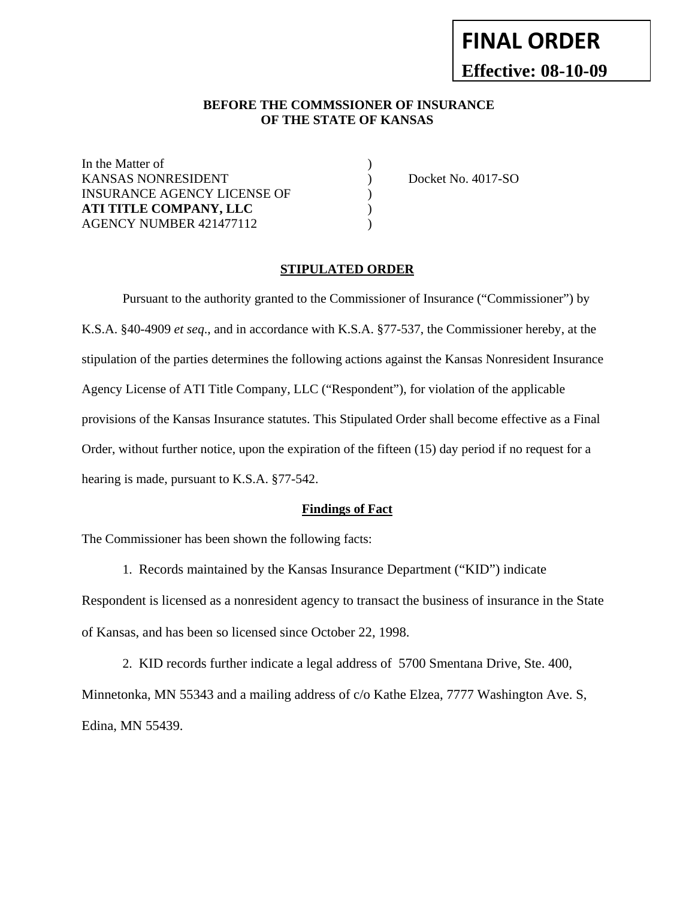**FINAL ORDER**

**Effective: 08-10-09**

**BEFORE THE COMMSSIONER OF INSURANCE**
**OF THE STATE OF KANSAS**

| | | |
|---|---|---|
| In the Matter of | ) | |
| KANSAS NONRESIDENT | ) | Docket No. 4017-SO |
| INSURANCE AGENCY LICENSE OF | ) | |
| **ATI TITLE COMPANY, LLC** | ) | |
| AGENCY NUMBER 421477112 | ) | |

## STIPULATED ORDER

Pursuant to the authority granted to the Commissioner of Insurance ("Commissioner") by K.S.A. §40-4909 *et seq*., and in accordance with K.S.A. §77-537, the Commissioner hereby, at the stipulation of the parties determines the following actions against the Kansas Nonresident Insurance Agency License of ATI Title Company, LLC ("Respondent"), for violation of the applicable provisions of the Kansas Insurance statutes. This Stipulated Order shall become effective as a Final Order, without further notice, upon the expiration of the fifteen (15) day period if no request for a hearing is made, pursuant to K.S.A. §77-542.

### Findings of Fact

The Commissioner has been shown the following facts:

1. Records maintained by the Kansas Insurance Department ("KID") indicate Respondent is licensed as a nonresident agency to transact the business of insurance in the State of Kansas, and has been so licensed since October 22, 1998.

2. KID records further indicate a legal address of 5700 Smentana Drive, Ste. 400, Minnetonka, MN 55343 and a mailing address of c/o Kathe Elzea, 7777 Washington Ave. S, Edina, MN 55439.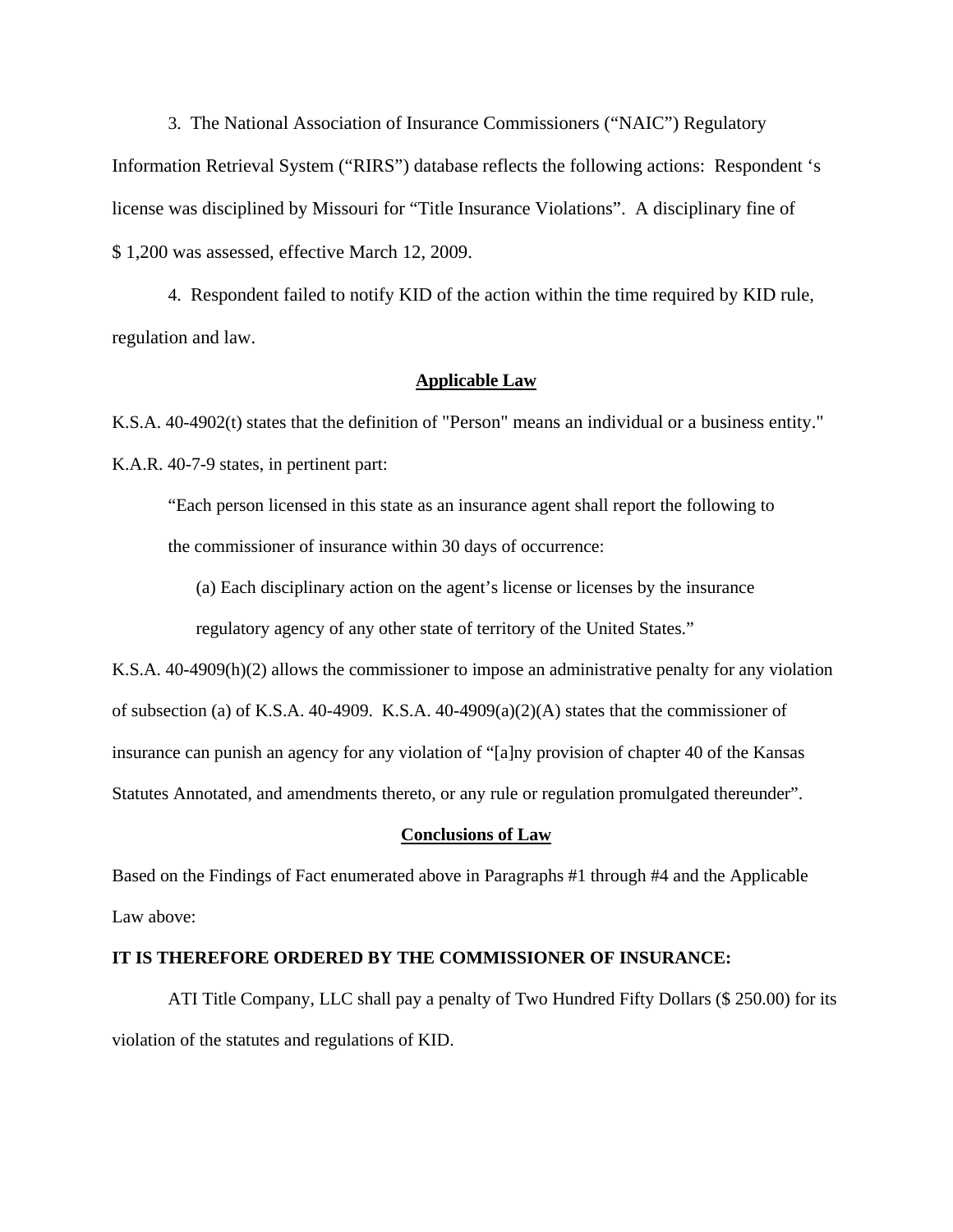3. The National Association of Insurance Commissioners ("NAIC") Regulatory Information Retrieval System ("RIRS") database reflects the following actions: Respondent 's license was disciplined by Missouri for "Title Insurance Violations". A disciplinary fine of $ 1,200 was assessed, effective March 12, 2009.

4. Respondent failed to notify KID of the action within the time required by KID rule, regulation and law.

**Applicable Law**

K.S.A. 40-4902(t) states that the definition of "Person" means an individual or a business entity."

K.A.R. 40-7-9 states, in pertinent part:

> "Each person licensed in this state as an insurance agent shall report the following to the commissioner of insurance within 30 days of occurrence:
>
> (a) Each disciplinary action on the agent's license or licenses by the insurance regulatory agency of any other state of territory of the United States."

K.S.A. 40-4909(h)(2) allows the commissioner to impose an administrative penalty for any violation of subsection (a) of K.S.A. 40-4909. K.S.A. 40-4909(a)(2)(A) states that the commissioner of insurance can punish an agency for any violation of "[a]ny provision of chapter 40 of the Kansas Statutes Annotated, and amendments thereto, or any rule or regulation promulgated thereunder".

**Conclusions of Law**

Based on the Findings of Fact enumerated above in Paragraphs #1 through #4 and the Applicable Law above:

**IT IS THEREFORE ORDERED BY THE COMMISSIONER OF INSURANCE:**

ATI Title Company, LLC shall pay a penalty of Two Hundred Fifty Dollars ($ 250.00) for its violation of the statutes and regulations of KID.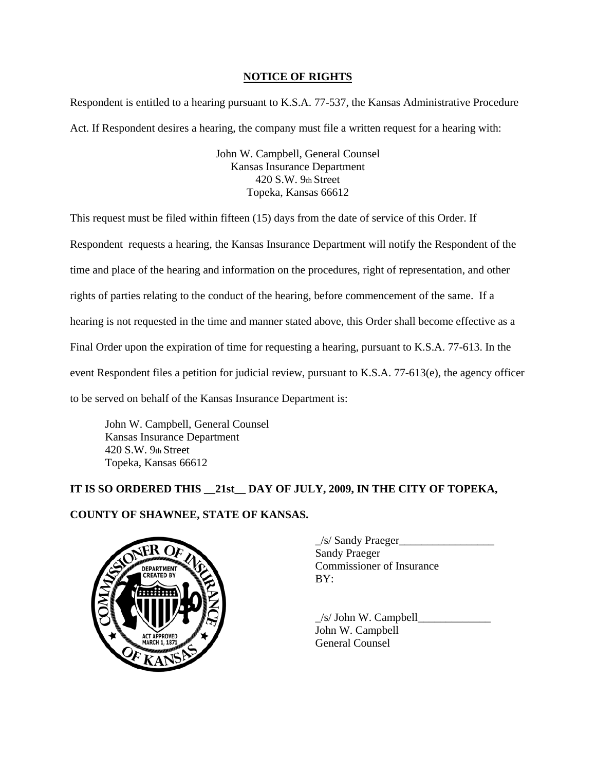## NOTICE OF RIGHTS

Respondent is entitled to a hearing pursuant to K.S.A. 77-537, the Kansas Administrative Procedure Act. If Respondent desires a hearing, the company must file a written request for a hearing with:

John W. Campbell, General Counsel
Kansas Insurance Department
420 S.W. 9th Street
Topeka, Kansas 66612

This request must be filed within fifteen (15) days from the date of service of this Order. If Respondent requests a hearing, the Kansas Insurance Department will notify the Respondent of the time and place of the hearing and information on the procedures, right of representation, and other rights of parties relating to the conduct of the hearing, before commencement of the same. If a hearing is not requested in the time and manner stated above, this Order shall become effective as a Final Order upon the expiration of time for requesting a hearing, pursuant to K.S.A. 77-613. In the event Respondent files a petition for judicial review, pursuant to K.S.A. 77-613(e), the agency officer to be served on behalf of the Kansas Insurance Department is:

John W. Campbell, General Counsel
Kansas Insurance Department
420 S.W. 9th Street
Topeka, Kansas 66612

**IT IS SO ORDERED THIS __21st__ DAY OF JULY, 2009, IN THE CITY OF TOPEKA, COUNTY OF SHAWNEE, STATE OF KANSAS.**

_/s/ Sandy Praeger_________________
Sandy Praeger
Commissioner of Insurance
BY:

_/s/ John W. Campbell_____________
John W. Campbell
General Counsel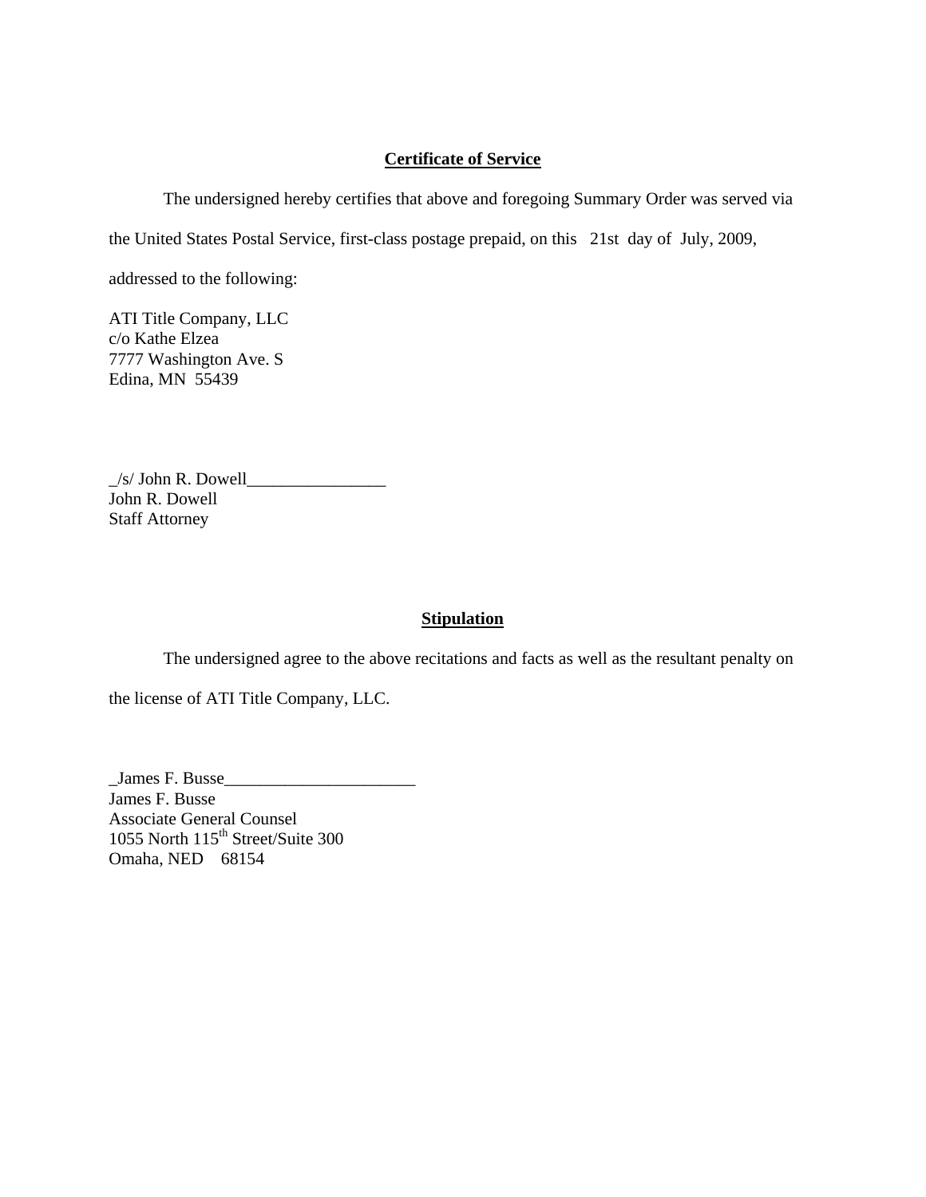**Certificate of Service**

The undersigned hereby certifies that above and foregoing Summary Order was served via the United States Postal Service, first-class postage prepaid, on this 21st day of July, 2009, addressed to the following:

ATI Title Company, LLC
c/o Kathe Elzea
7777 Washington Ave. S
Edina, MN 55439

_/s/ John R. Dowell________________
John R. Dowell
Staff Attorney

**Stipulation**

The undersigned agree to the above recitations and facts as well as the resultant penalty on the license of ATI Title Company, LLC.

_James F. Busse______________________
James F. Busse
Associate General Counsel
1055 North 115th Street/Suite 300
Omaha, NED 68154